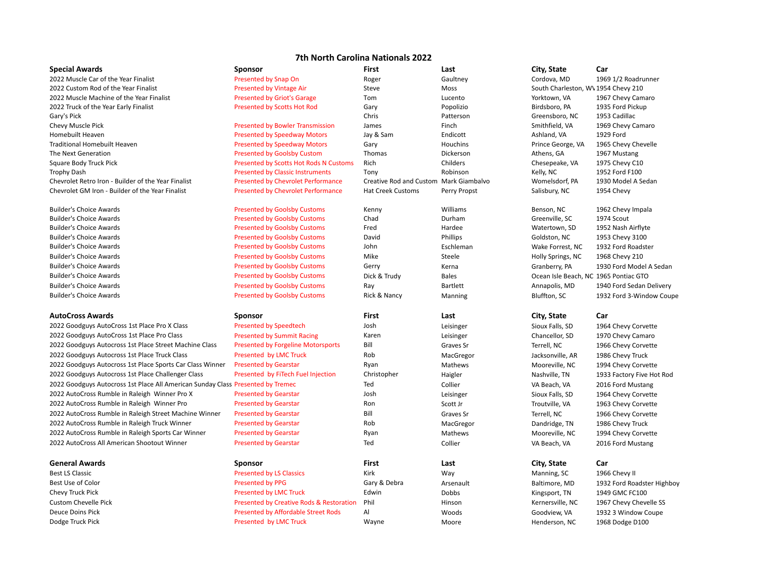# 7th North Carolina Nationals 2022

| Special Awards | Sponsor | First | Last | City, State | Car |
|---|---|---|---|---|---|
| 2022 Muscle Car of the Year Finalist | Presented by Snap On | Roger | Gaultney | Cordova, MD | 1969 1/2 Roadrunner |
| 2022 Custom Rod of the Year Finalist | Presented by Vintage Air | Steve | Moss | South Charleston, WV | 1954 Chevy 210 |
| 2022 Muscle Machine of the Year Finalist | Presented by Griot's Garage | Tom | Lucento | Yorktown, VA | 1967 Chevy Camaro |
| 2022 Truck of the Year Early Finalist | Presented by Scotts Hot Rod | Gary | Popolizio | Birdsboro, PA | 1935 Ford Pickup |
| Gary's Pick | | Chris | Patterson | Greensboro, NC | 1953 Cadillac |
| Chevy Muscle Pick | Presented by Bowler Transmission | James | Finch | Smithfield, VA | 1969 Chevy Camaro |
| Homebuilt Heaven | Presented by Speedway Motors | Jay & Sam | Endicott | Ashland, VA | 1929 Ford |
| Traditional Homebuilt Heaven | Presented by Speedway Motors | Gary | Houchins | Prince George, VA | 1965 Chevy Chevelle |
| The Next Generation | Presented by Goolsby Custom | Thomas | Dickerson | Athens, GA | 1967 Mustang |
| Square Body Truck Pick | Presented by Scotts Hot Rods N Customs | Rich | Childers | Chesepeake, VA | 1975 Chevy C10 |
| Trophy Dash | Presented by Classic Instruments | Tony | Robinson | Kelly, NC | 1952 Ford F100 |
| Chevrolet Retro Iron - Builder of the Year Finalist | Presented by Chevrolet Performance | Creative Rod and Custom | Mark Giambalvo | Womelsdorf, PA | 1930 Model A Sedan |
| Chevrolet GM Iron - Builder of the Year Finalist | Presented by Chevrolet Performance | Hat Creek Customs | Perry Propst | Salisbury, NC | 1954 Chevy |
| | | | | | |
| Builder's Choice Awards | Presented by Goolsby Customs | Kenny | Williams | Benson, NC | 1962 Chevy Impala |
| Builder's Choice Awards | Presented by Goolsby Customs | Chad | Durham | Greenville, SC | 1974 Scout |
| Builder's Choice Awards | Presented by Goolsby Customs | Fred | Hardee | Watertown, SD | 1952 Nash Airflyte |
| Builder's Choice Awards | Presented by Goolsby Customs | David | Phillips | Goldston, NC | 1953 Chevy 3100 |
| Builder's Choice Awards | Presented by Goolsby Customs | John | Eschleman | Wake Forrest, NC | 1932 Ford Roadster |
| Builder's Choice Awards | Presented by Goolsby Customs | Mike | Steele | Holly Springs, NC | 1968 Chevy 210 |
| Builder's Choice Awards | Presented by Goolsby Customs | Gerry | Kerna | Granberry, PA | 1930 Ford Model A Sedan |
| Builder's Choice Awards | Presented by Goolsby Customs | Dick & Trudy | Bales | Ocean Isle Beach, NC | 1965 Pontiac GTO |
| Builder's Choice Awards | Presented by Goolsby Customs | Ray | Bartlett | Annapolis, MD | 1940 Ford Sedan Delivery |
| Builder's Choice Awards | Presented by Goolsby Customs | Rick & Nancy | Manning | Bluffton, SC | 1932 Ford 3-Window Coupe |

| AutoCross Awards | Sponsor | First | Last | City, State | Car |
|---|---|---|---|---|---|
| 2022 Goodguys AutoCross 1st Place Pro X Class | Presented by Speedtech | Josh | Leisinger | Sioux Falls, SD | 1964 Chevy Corvette |
| 2022 Goodguys AutoCross 1st Place Pro Class | Presented by Summit Racing | Karen | Leisinger | Chancellor, SD | 1970 Chevy Camaro |
| 2022 Goodguys Autocross 1st Place Street Machine Class | Presented by Forgeline Motorsports | Bill | Graves Sr | Terrell, NC | 1966 Chevy Corvette |
| 2022 Goodguys Autocross 1st Place Truck Class | Presented by LMC Truck | Rob | MacGregor | Jacksonville, AR | 1986 Chevy Truck |
| 2022 Goodguys Autocross 1st Place Sports Car Class Winner | Presented by Gearstar | Ryan | Mathews | Mooreville, NC | 1994 Chevy Corvette |
| 2022 Goodguys Autocross 1st Place Challenger Class | Presented by FiTech Fuel Injection | Christopher | Haigler | Nashville, TN | 1933 Factory Five Hot Rod |
| 2022 Goodguys Autocross 1st Place All American Sunday Class | Presented by Tremec | Ted | Collier | VA Beach, VA | 2016 Ford Mustang |
| 2022 AutoCross Rumble in Raleigh Winner Pro X | Presented by Gearstar | Josh | Leisinger | Sioux Falls, SD | 1964 Chevy Corvette |
| 2022 AutoCross Rumble in Raleigh Winner Pro | Presented by Gearstar | Ron | Scott Jr | Troutville, VA | 1963 Chevy Corvette |
| 2022 AutoCross Rumble in Raleigh Street Machine Winner | Presented by Gearstar | Bill | Graves Sr | Terrell, NC | 1966 Chevy Corvette |
| 2022 AutoCross Rumble in Raleigh Truck Winner | Presented by Gearstar | Rob | MacGregor | Dandridge, TN | 1986 Chevy Truck |
| 2022 AutoCross Rumble in Raleigh Sports Car Winner | Presented by Gearstar | Ryan | Mathews | Mooreville, NC | 1994 Chevy Corvette |
| 2022 AutoCross All American Shootout Winner | Presented by Gearstar | Ted | Collier | VA Beach, VA | 2016 Ford Mustang |

| General Awards | Sponsor | First | Last | City, State | Car |
|---|---|---|---|---|---|
| Best LS Classic | Presented by LS Classics | Kirk | Way | Manning, SC | 1966 Chevy II |
| Best Use of Color | Presented by PPG | Gary & Debra | Arsenault | Baltimore, MD | 1932 Ford Roadster Highboy |
| Chevy Truck Pick | Presented by LMC Truck | Edwin | Dobbs | Kingsport, TN | 1949 GMC FC100 |
| Custom Chevelle Pick | Presented by Creative Rods & Restoration | Phil | Hinson | Kernersville, NC | 1967 Chevy Chevelle SS |
| Deuce Doins Pick | Presented by Affordable Street Rods | Al | Woods | Goodview, VA | 1932 3 Window Coupe |
| Dodge Truck Pick | Presented by LMC Truck | Wayne | Moore | Henderson, NC | 1968 Dodge D100 |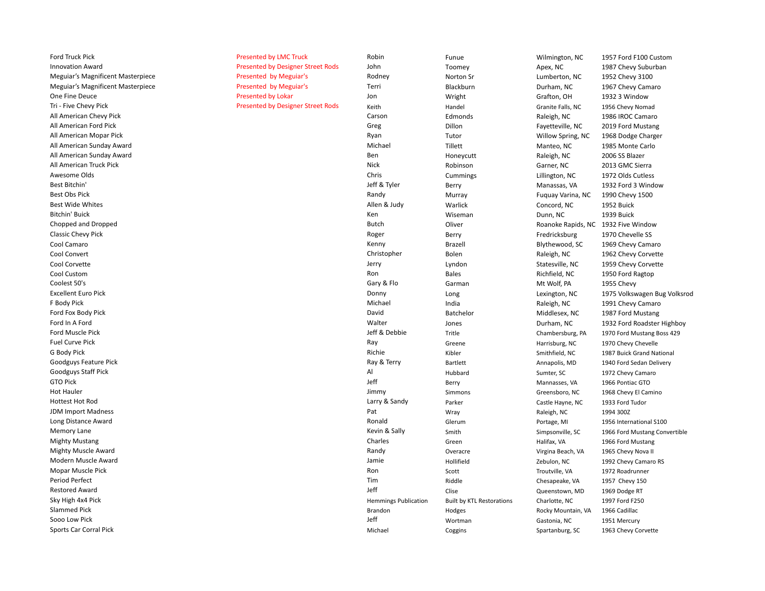| | | | | | |
|---|---|---|---|---|---|
| Ford Truck Pick | Presented by LMC Truck | Robin | Funue | Wilmington, NC | 1957 Ford F100 Custom |
| Innovation Award | Presented by Designer Street Rods | John | Toomey | Apex, NC | 1987 Chevy Suburban |
| Meguiar's Magnificent Masterpiece | Presented by Meguiar's | Rodney | Norton Sr | Lumberton, NC | 1952 Chevy 3100 |
| Meguiar's Magnificent Masterpiece | Presented by Meguiar's | Terri | Blackburn | Durham, NC | 1967 Chevy Camaro |
| One Fine Deuce | Presented by Lokar | Jon | Wright | Grafton, OH | 1932 3 Window |
| Tri - Five Chevy Pick | Presented by Designer Street Rods | Keith | Handel | Granite Falls, NC | 1956 Chevy Nomad |
| All American Chevy Pick | | Carson | Edmonds | Raleigh, NC | 1986 IROC Camaro |
| All American Ford Pick | | Greg | Dillon | Fayetteville, NC | 2019 Ford Mustang |
| All American Mopar Pick | | Ryan | Tutor | Willow Spring, NC | 1968 Dodge Charger |
| All American Sunday Award | | Michael | Tillett | Manteo, NC | 1985 Monte Carlo |
| All American Sunday Award | | Ben | Honeycutt | Raleigh, NC | 2006 SS Blazer |
| All American Truck Pick | | Nick | Robinson | Garner, NC | 2013 GMC Sierra |
| Awesome Olds | | Chris | Cummings | Lillington, NC | 1972 Olds Cutless |
| Best Bitchin' | | Jeff & Tyler | Berry | Manassas, VA | 1932 Ford 3 Window |
| Best Obs Pick | | Randy | Murray | Fuquay Varina, NC | 1990 Chevy 1500 |
| Best Wide Whites | | Allen & Judy | Warlick | Concord, NC | 1952 Buick |
| Bitchin' Buick | | Ken | Wiseman | Dunn, NC | 1939 Buick |
| Chopped and Dropped | | Butch | Oliver | Roanoke Rapids, NC | 1932 Five Window |
| Classic Chevy Pick | | Roger | Berry | Fredricksburg | 1970 Chevelle SS |
| Cool Camaro | | Kenny | Brazell | Blythewood, SC | 1969 Chevy Camaro |
| Cool Convert | | Christopher | Bolen | Raleigh, NC | 1962 Chevy Corvette |
| Cool Corvette | | Jerry | Lyndon | Statesville, NC | 1959 Chevy Corvette |
| Cool Custom | | Ron | Bales | Richfield, NC | 1950 Ford Ragtop |
| Coolest 50's | | Gary & Flo | Garman | Mt Wolf, PA | 1955 Chevy |
| Excellent Euro Pick | | Donny | Long | Lexington, NC | 1975 Volkswagen Bug Volksrod |
| F Body Pick | | Michael | India | Raleigh, NC | 1991 Chevy Camaro |
| Ford Fox Body Pick | | David | Batchelor | Middlesex, NC | 1987 Ford Mustang |
| Ford In A Ford | | Walter | Jones | Durham, NC | 1932 Ford Roadster Highboy |
| Ford Muscle Pick | | Jeff & Debbie | Tritle | Chambersburg, PA | 1970 Ford Mustang Boss 429 |
| Fuel Curve Pick | | Ray | Greene | Harrisburg, NC | 1970 Chevy Chevelle |
| G Body Pick | | Richie | Kibler | Smithfield, NC | 1987 Buick Grand National |
| Goodguys Feature Pick | | Ray & Terry | Bartlett | Annapolis, MD | 1940 Ford Sedan Delivery |
| Goodguys Staff Pick | | Al | Hubbard | Sumter, SC | 1972 Chevy Camaro |
| GTO Pick | | Jeff | Berry | Mannasses, VA | 1966 Pontiac GTO |
| Hot Hauler | | Jimmy | Simmons | Greensboro, NC | 1968 Chevy El Camino |
| Hottest Hot Rod | | Larry & Sandy | Parker | Castle Hayne, NC | 1933 Ford Tudor |
| JDM Import Madness | | Pat | Wray | Raleigh, NC | 1994 300Z |
| Long Distance Award | | Ronald | Glerum | Portage, MI | 1956 International S100 |
| Memory Lane | | Kevin & Sally | Smith | Simpsonville, SC | 1966 Ford Mustang Convertible |
| Mighty Mustang | | Charles | Green | Halifax, VA | 1966 Ford Mustang |
| Mighty Muscle Award | | Randy | Overacre | Virgina Beach, VA | 1965 Chevy Nova II |
| Modern Muscle Award | | Jamie | Hollifield | Zebulon, NC | 1992 Chevy Camaro RS |
| Mopar Muscle Pick | | Ron | Scott | Troutville, VA | 1972 Roadrunner |
| Period Perfect | | Tim | Riddle | Chesapeake, VA | 1957 Chevy 150 |
| Restored Award | | Jeff | Clise | Queenstown, MD | 1969 Dodge RT |
| Sky High 4x4 Pick | | Hemmings Publication | Built by KTL Restorations | Charlotte, NC | 1997 Ford F250 |
| Slammed Pick | | Brandon | Hodges | Rocky Mountain, VA | 1966 Cadillac |
| Sooo Low Pick | | Jeff | Wortman | Gastonia, NC | 1951 Mercury |
| Sports Car Corral Pick | | Michael | Coggins | Spartanburg, SC | 1963 Chevy Corvette |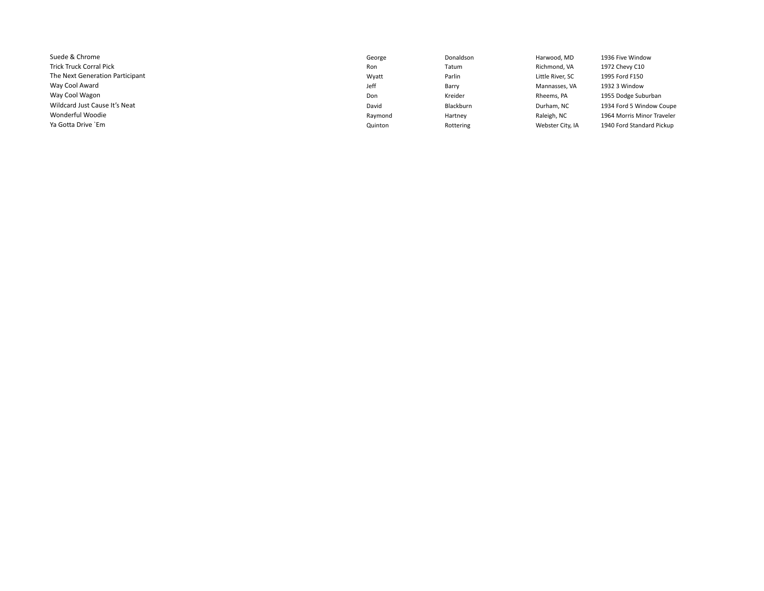| | | | | |
|---|---|---|---|---|
| Suede & Chrome | George | Donaldson | Harwood, MD | 1936 Five Window |
| Trick Truck Corral Pick | Ron | Tatum | Richmond, VA | 1972 Chevy C10 |
| The Next Generation Participant | Wyatt | Parlin | Little River, SC | 1995 Ford F150 |
| Way Cool Award | Jeff | Barry | Mannasses, VA | 1932 3 Window |
| Way Cool Wagon | Don | Kreider | Rheems, PA | 1955 Dodge Suburban |
| Wildcard Just Cause It's Neat | David | Blackburn | Durham, NC | 1934 Ford 5 Window Coupe |
| Wonderful Woodie | Raymond | Hartney | Raleigh, NC | 1964 Morris Minor Traveler |
| Ya Gotta Drive `Em | Quinton | Rottering | Webster City, IA | 1940 Ford Standard Pickup |